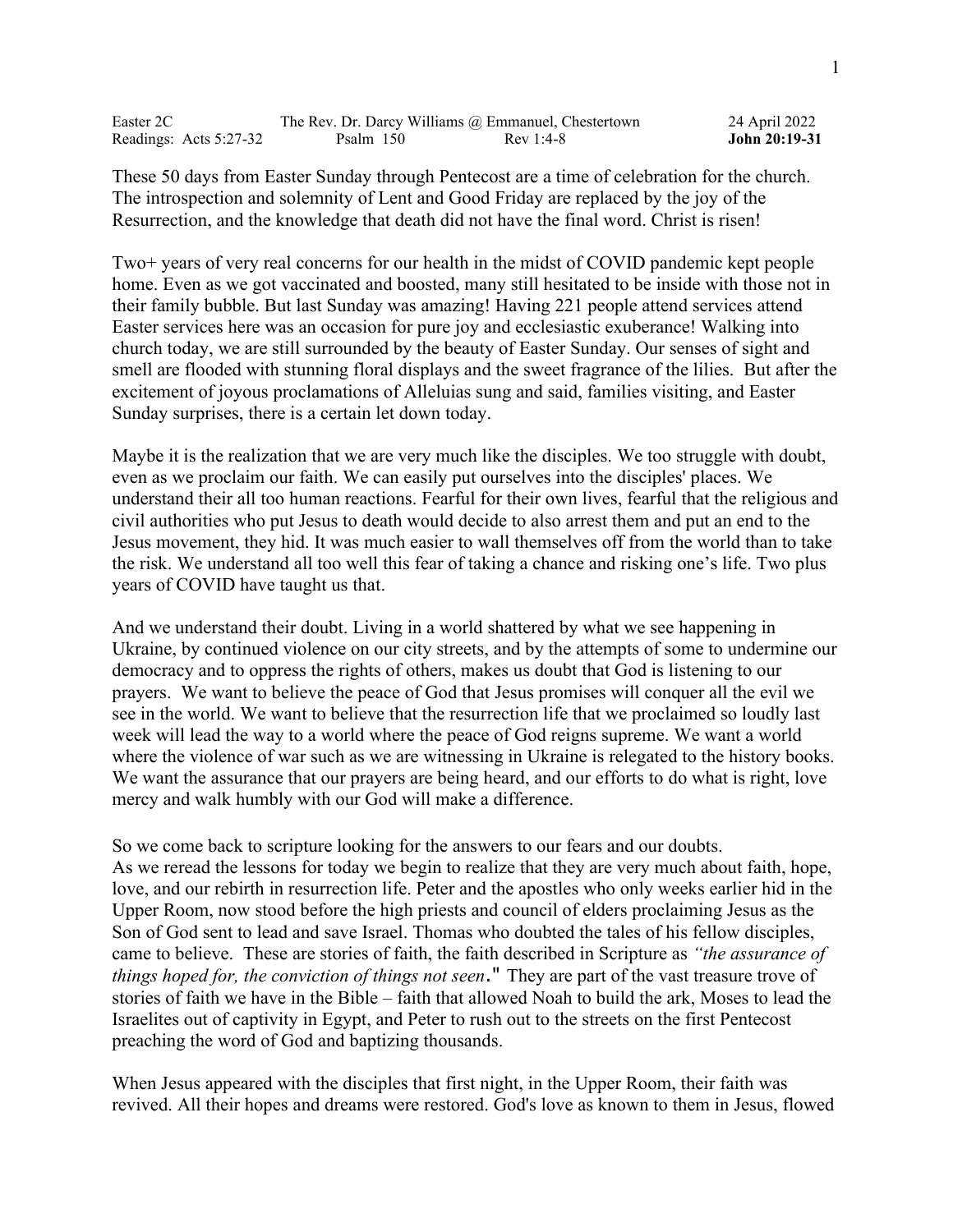| Easter 2C | The Rev. Dr. Darcy Williams @ Emmanuel, Chestertown | | 24 April 2022 |
|---|---|---|---|
| Readings: Acts 5:27-32 | Psalm 150 | Rev 1:4-8 | **John 20:19-31** |

These 50 days from Easter Sunday through Pentecost are a time of celebration for the church. The introspection and solemnity of Lent and Good Friday are replaced by the joy of the Resurrection, and the knowledge that death did not have the final word. Christ is risen!

Two+ years of very real concerns for our health in the midst of COVID pandemic kept people home. Even as we got vaccinated and boosted, many still hesitated to be inside with those not in their family bubble. But last Sunday was amazing! Having 221 people attend services attend Easter services here was an occasion for pure joy and ecclesiastic exuberance! Walking into church today, we are still surrounded by the beauty of Easter Sunday. Our senses of sight and smell are flooded with stunning floral displays and the sweet fragrance of the lilies. But after the excitement of joyous proclamations of Alleluias sung and said, families visiting, and Easter Sunday surprises, there is a certain let down today.

Maybe it is the realization that we are very much like the disciples. We too struggle with doubt, even as we proclaim our faith. We can easily put ourselves into the disciples' places. We understand their all too human reactions. Fearful for their own lives, fearful that the religious and civil authorities who put Jesus to death would decide to also arrest them and put an end to the Jesus movement, they hid. It was much easier to wall themselves off from the world than to take the risk. We understand all too well this fear of taking a chance and risking one's life. Two plus years of COVID have taught us that.

And we understand their doubt. Living in a world shattered by what we see happening in Ukraine, by continued violence on our city streets, and by the attempts of some to undermine our democracy and to oppress the rights of others, makes us doubt that God is listening to our prayers. We want to believe the peace of God that Jesus promises will conquer all the evil we see in the world. We want to believe that the resurrection life that we proclaimed so loudly last week will lead the way to a world where the peace of God reigns supreme. We want a world where the violence of war such as we are witnessing in Ukraine is relegated to the history books. We want the assurance that our prayers are being heard, and our efforts to do what is right, love mercy and walk humbly with our God will make a difference.

So we come back to scripture looking for the answers to our fears and our doubts.
As we reread the lessons for today we begin to realize that they are very much about faith, hope, love, and our rebirth in resurrection life. Peter and the apostles who only weeks earlier hid in the Upper Room, now stood before the high priests and council of elders proclaiming Jesus as the Son of God sent to lead and save Israel. Thomas who doubted the tales of his fellow disciples, came to believe. These are stories of faith, the faith described in Scripture as *"the assurance of things hoped for, the conviction of things not seen*." They are part of the vast treasure trove of stories of faith we have in the Bible – faith that allowed Noah to build the ark, Moses to lead the Israelites out of captivity in Egypt, and Peter to rush out to the streets on the first Pentecost preaching the word of God and baptizing thousands.

When Jesus appeared with the disciples that first night, in the Upper Room, their faith was revived. All their hopes and dreams were restored. God's love as known to them in Jesus, flowed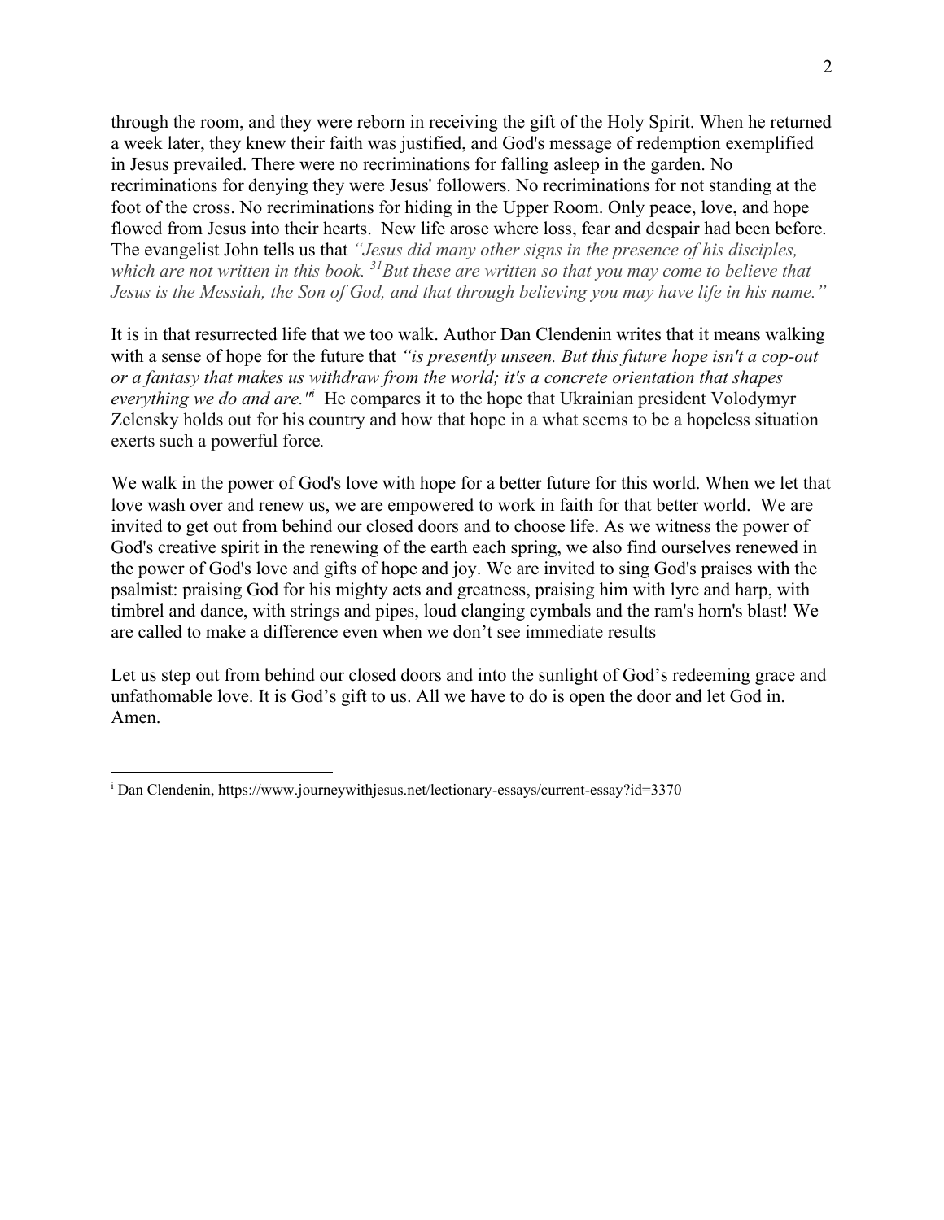through the room, and they were reborn in receiving the gift of the Holy Spirit. When he returned a week later, they knew their faith was justified, and God's message of redemption exemplified in Jesus prevailed. There were no recriminations for falling asleep in the garden. No recriminations for denying they were Jesus' followers. No recriminations for not standing at the foot of the cross. No recriminations for hiding in the Upper Room. Only peace, love, and hope flowed from Jesus into their hearts. New life arose where loss, fear and despair had been before. The evangelist John tells us that *"Jesus did many other signs in the presence of his disciples, which are not written in this book. [31]But these are written so that you may come to believe that Jesus is the Messiah, the Son of God, and that through believing you may have life in his name."*

It is in that resurrected life that we too walk. Author Dan Clendenin writes that it means walking with a sense of hope for the future that *"is presently unseen. But this future hope isn't a cop-out or a fantasy that makes us withdraw from the world; it's a concrete orientation that shapes everything we do and are."*[i] He compares it to the hope that Ukrainian president Volodymyr Zelensky holds out for his country and how that hope in a what seems to be a hopeless situation exerts such a powerful force.

We walk in the power of God's love with hope for a better future for this world. When we let that love wash over and renew us, we are empowered to work in faith for that better world. We are invited to get out from behind our closed doors and to choose life. As we witness the power of God's creative spirit in the renewing of the earth each spring, we also find ourselves renewed in the power of God's love and gifts of hope and joy. We are invited to sing God's praises with the psalmist: praising God for his mighty acts and greatness, praising him with lyre and harp, with timbrel and dance, with strings and pipes, loud clanging cymbals and the ram's horn's blast! We are called to make a difference even when we don't see immediate results

Let us step out from behind our closed doors and into the sunlight of God's redeeming grace and unfathomable love. It is God's gift to us. All we have to do is open the door and let God in. Amen.

---

[i] Dan Clendenin, https://www.journeywithjesus.net/lectionary-essays/current-essay?id=3370